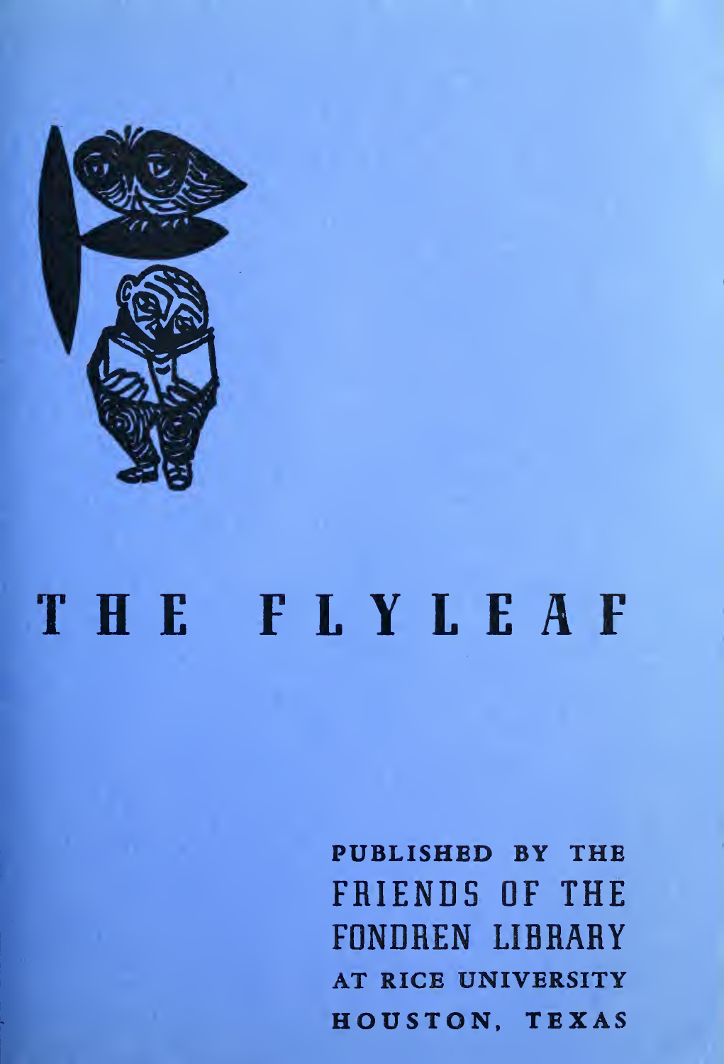# THE FLYLEAF

PUBLISHED BY THE
FRIENDS OF THE
FONDREN LIBRARY
AT RICE UNIVERSITY
HOUSTON, TEXAS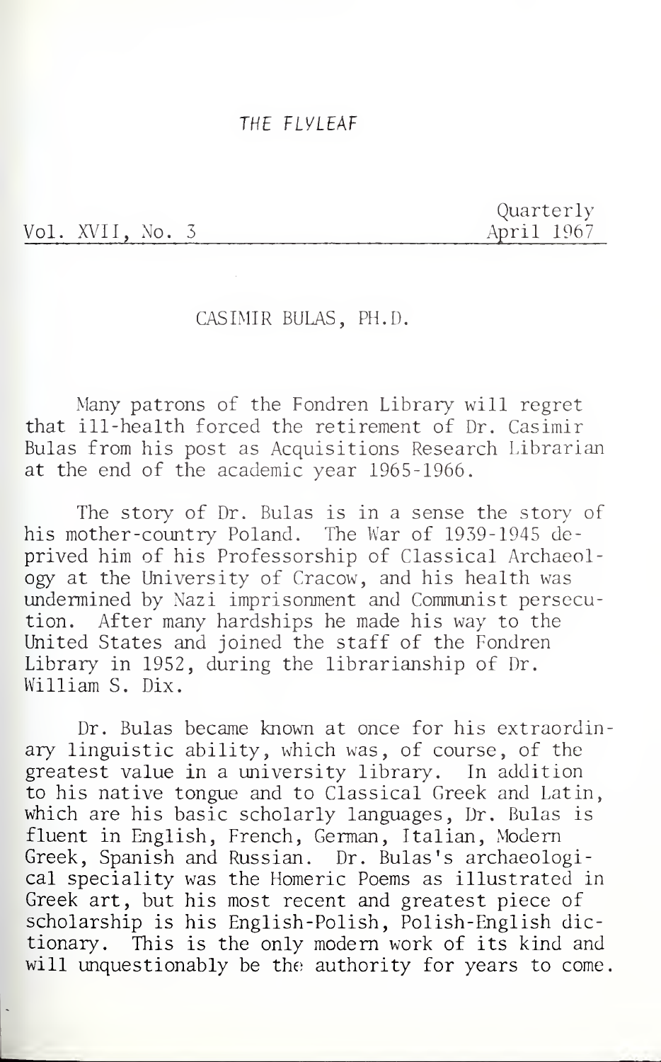# THE FLYLEAF

Vol. XVII, No. 3 | Quarterly April 1967

## CASIMIR BULAS, PH.D.

Many patrons of the Fondren Library will regret that ill-health forced the retirement of Dr. Casimir Bulas from his post as Acquisitions Research Librarian at the end of the academic year 1965-1966.

The story of Dr. Bulas is in a sense the story of his mother-country Poland. The War of 1939-1945 deprived him of his Professorship of Classical Archaeology at the University of Cracow, and his health was undermined by Nazi imprisonment and Communist persecution. After many hardships he made his way to the United States and joined the staff of the Fondren Library in 1952, during the librarianship of Dr. William S. Dix.

Dr. Bulas became known at once for his extraordinary linguistic ability, which was, of course, of the greatest value in a university library. In addition to his native tongue and to Classical Greek and Latin, which are his basic scholarly languages, Dr. Bulas is fluent in English, French, German, Italian, Modern Greek, Spanish and Russian. Dr. Bulas's archaeological speciality was the Homeric Poems as illustrated in Greek art, but his most recent and greatest piece of scholarship is his English-Polish, Polish-English dictionary. This is the only modern work of its kind and will unquestionably be the authority for years to come.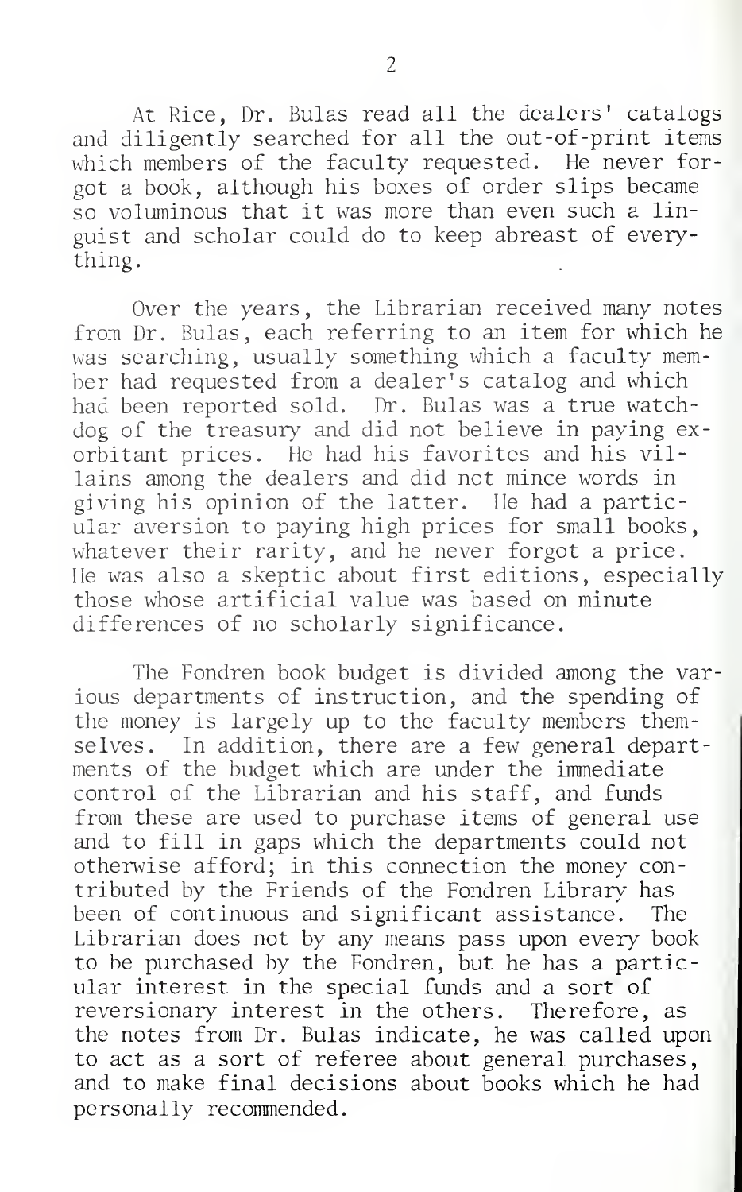At Rice, Dr. Bulas read all the dealers' catalogs and diligently searched for all the out-of-print items which members of the faculty requested. He never forgot a book, although his boxes of order slips became so voluminous that it was more than even such a linguist and scholar could do to keep abreast of everything.

Over the years, the Librarian received many notes from Dr. Bulas, each referring to an item for which he was searching, usually something which a faculty member had requested from a dealer's catalog and which had been reported sold. Dr. Bulas was a true watchdog of the treasury and did not believe in paying exorbitant prices. He had his favorites and his villains among the dealers and did not mince words in giving his opinion of the latter. He had a particular aversion to paying high prices for small books, whatever their rarity, and he never forgot a price. He was also a skeptic about first editions, especially those whose artificial value was based on minute differences of no scholarly significance.

The Fondren book budget is divided among the various departments of instruction, and the spending of the money is largely up to the faculty members themselves. In addition, there are a few general departments of the budget which are under the immediate control of the Librarian and his staff, and funds from these are used to purchase items of general use and to fill in gaps which the departments could not otherwise afford; in this connection the money contributed by the Friends of the Fondren Library has been of continuous and significant assistance. The Librarian does not by any means pass upon every book to be purchased by the Fondren, but he has a particular interest in the special funds and a sort of reversionary interest in the others. Therefore, as the notes from Dr. Bulas indicate, he was called upon to act as a sort of referee about general purchases, and to make final decisions about books which he had personally recommended.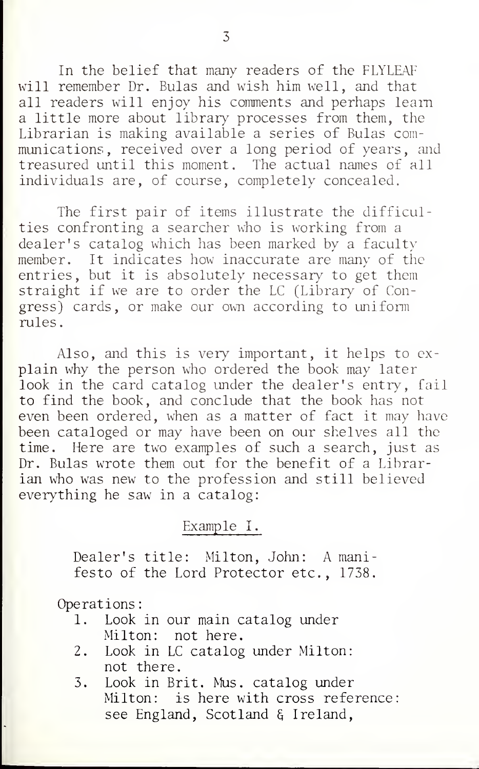In the belief that many readers of the FLYLEAF will remember Dr. Bulas and wish him well, and that all readers will enjoy his comments and perhaps learn a little more about library processes from them, the Librarian is making available a series of Bulas communications, received over a long period of years, and treasured until this moment. The actual names of all individuals are, of course, completely concealed.

The first pair of items illustrate the difficulties confronting a searcher who is working from a dealer's catalog which has been marked by a faculty member. It indicates how inaccurate are many of the entries, but it is absolutely necessary to get them straight if we are to order the LC (Library of Congress) cards, or make our own according to uniform rules.

Also, and this is very important, it helps to explain why the person who ordered the book may later look in the card catalog under the dealer's entry, fail to find the book, and conclude that the book has not even been ordered, when as a matter of fact it may have been cataloged or may have been on our shelves all the time. Here are two examples of such a search, just as Dr. Bulas wrote them out for the benefit of a Librarian who was new to the profession and still believed everything he saw in a catalog:

<u>Example I.</u>

Dealer's title: Milton, John: A manifesto of the Lord Protector etc., 1738.

Operations:

1. Look in our main catalog under Milton: not here.
2. Look in LC catalog under Milton: not there.
3. Look in Brit. Mus. catalog under Milton: is here with cross reference: see England, Scotland & Ireland,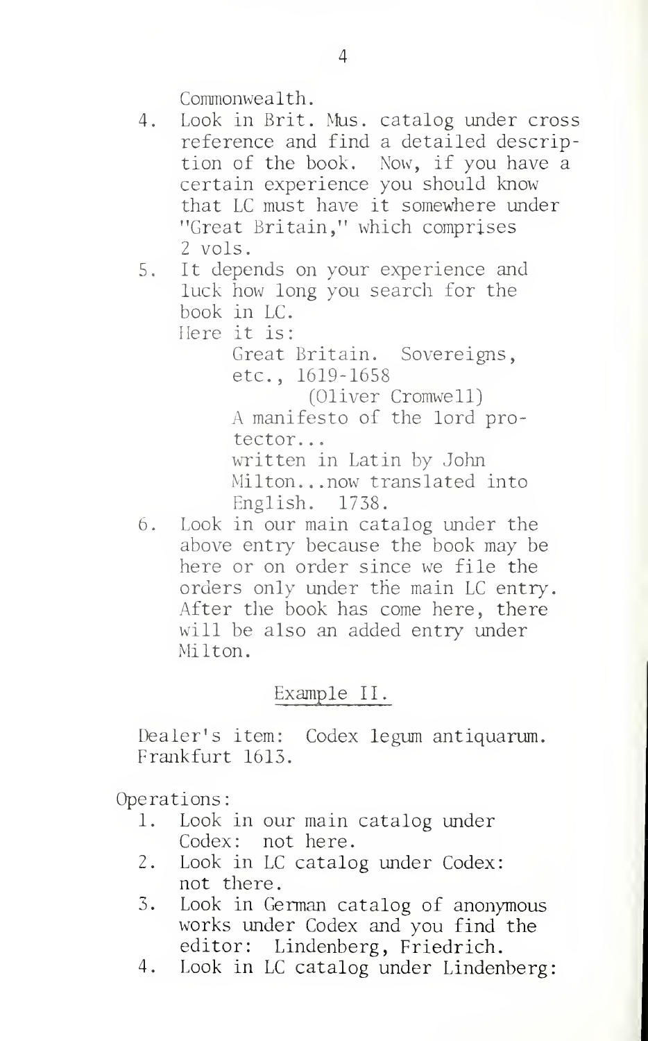Commonwealth.

4. Look in Brit. Mus. catalog under cross reference and find a detailed description of the book. Now, if you have a certain experience you should know that LC must have it somewhere under "Great Britain," which comprises 2 vols.
5. It depends on your experience and luck how long you search for the book in LC.
   Here it is:

   > Great Britain. Sovereigns, etc., 1619-1658
   > (Oliver Cromwell)
   > A manifesto of the lord protector...
   > written in Latin by John Milton...now translated into English. 1738.

6. Look in our main catalog under the above entry because the book may be here or on order since we file the orders only under the main LC entry. After the book has come here, there will be also an added entry under Milton.

## Example II.

Dealer's item: Codex legum antiquarum. Frankfurt 1613.

Operations:

1. Look in our main catalog under Codex: not here.
2. Look in LC catalog under Codex: not there.
3. Look in German catalog of anonymous works under Codex and you find the editor: Lindenberg, Friedrich.
4. Look in LC catalog under Lindenberg: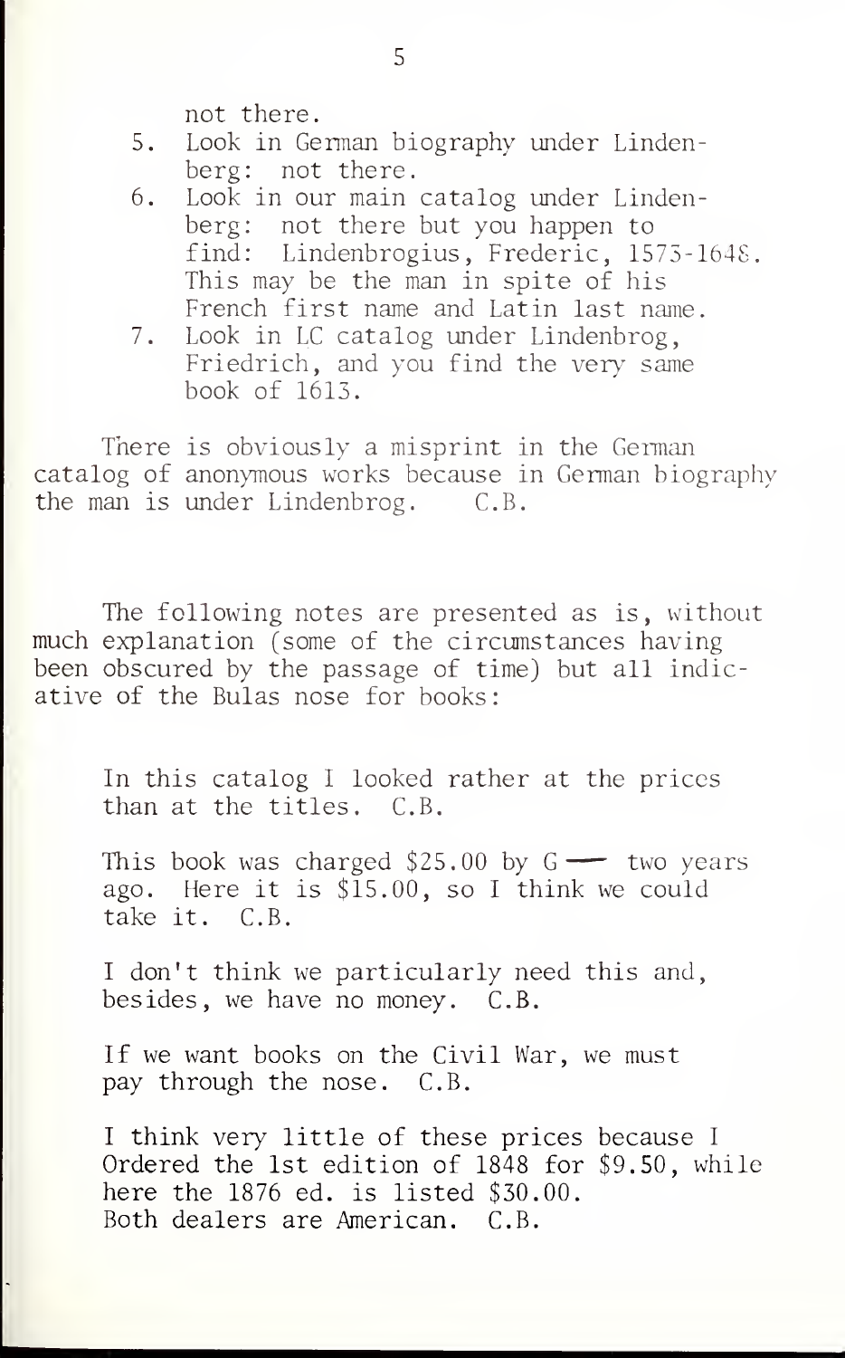not there.

5. Look in German biography under Lindenberg: not there.
6. Look in our main catalog under Lindenberg: not there but you happen to find: Lindenbrogius, Frederic, 1573-1648. This may be the man in spite of his French first name and Latin last name.
7. Look in LC catalog under Lindenbrog, Friedrich, and you find the very same book of 1613.

There is obviously a misprint in the German catalog of anonymous works because in German biography the man is under Lindenbrog. C.B.

The following notes are presented as is, without much explanation (some of the circumstances having been obscured by the passage of time) but all indicative of the Bulas nose for books:

> In this catalog I looked rather at the prices than at the titles. C.B.
>
> This book was charged $25.00 by G —— two years ago. Here it is $15.00, so I think we could take it. C.B.
>
> I don't think we particularly need this and, besides, we have no money. C.B.
>
> If we want books on the Civil War, we must pay through the nose. C.B.
>
> I think very little of these prices because I Ordered the 1st edition of 1848 for $9.50, while here the 1876 ed. is listed $30.00. Both dealers are American. C.B.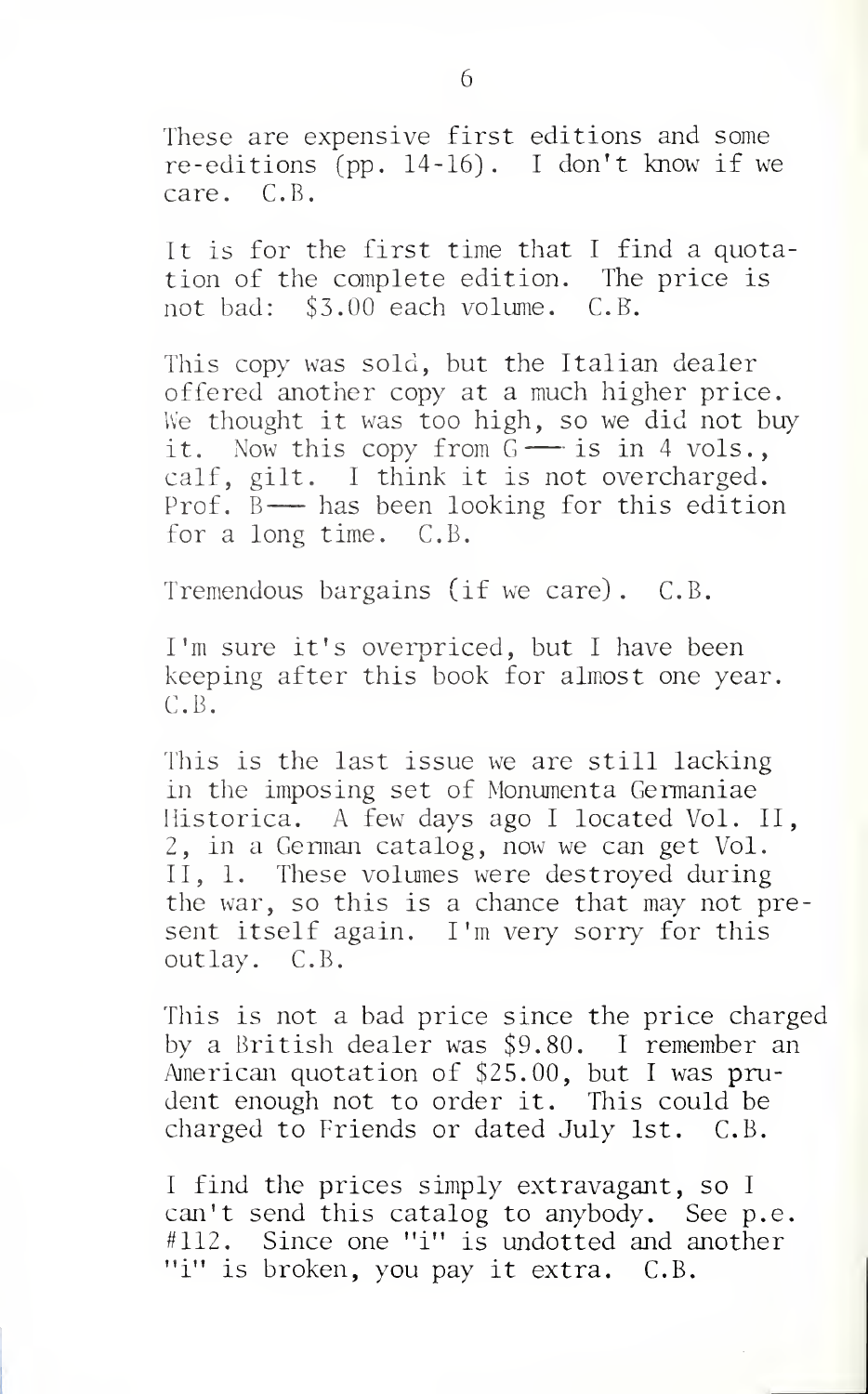These are expensive first editions and some re-editions (pp. 14-16). I don't know if we care. C.B.

It is for the first time that I find a quotation of the complete edition. The price is not bad: $3.00 each volume. C.B.

This copy was sold, but the Italian dealer offered another copy at a much higher price. We thought it was too high, so we did not buy it. Now this copy from G— is in 4 vols., calf, gilt. I think it is not overcharged. Prof. B— has been looking for this edition for a long time. C.B.

Tremendous bargains (if we care). C.B.

I'm sure it's overpriced, but I have been keeping after this book for almost one year. C.B.

This is the last issue we are still lacking in the imposing set of Monumenta Germaniae Historica. A few days ago I located Vol. II, 2, in a German catalog, now we can get Vol. II, 1. These volumes were destroyed during the war, so this is a chance that may not present itself again. I'm very sorry for this outlay. C.B.

This is not a bad price since the price charged by a British dealer was $9.80. I remember an American quotation of $25.00, but I was prudent enough not to order it. This could be charged to Friends or dated July 1st. C.B.

I find the prices simply extravagant, so I can't send this catalog to anybody. See p.e. #112. Since one "i" is undotted and another "i" is broken, you pay it extra. C.B.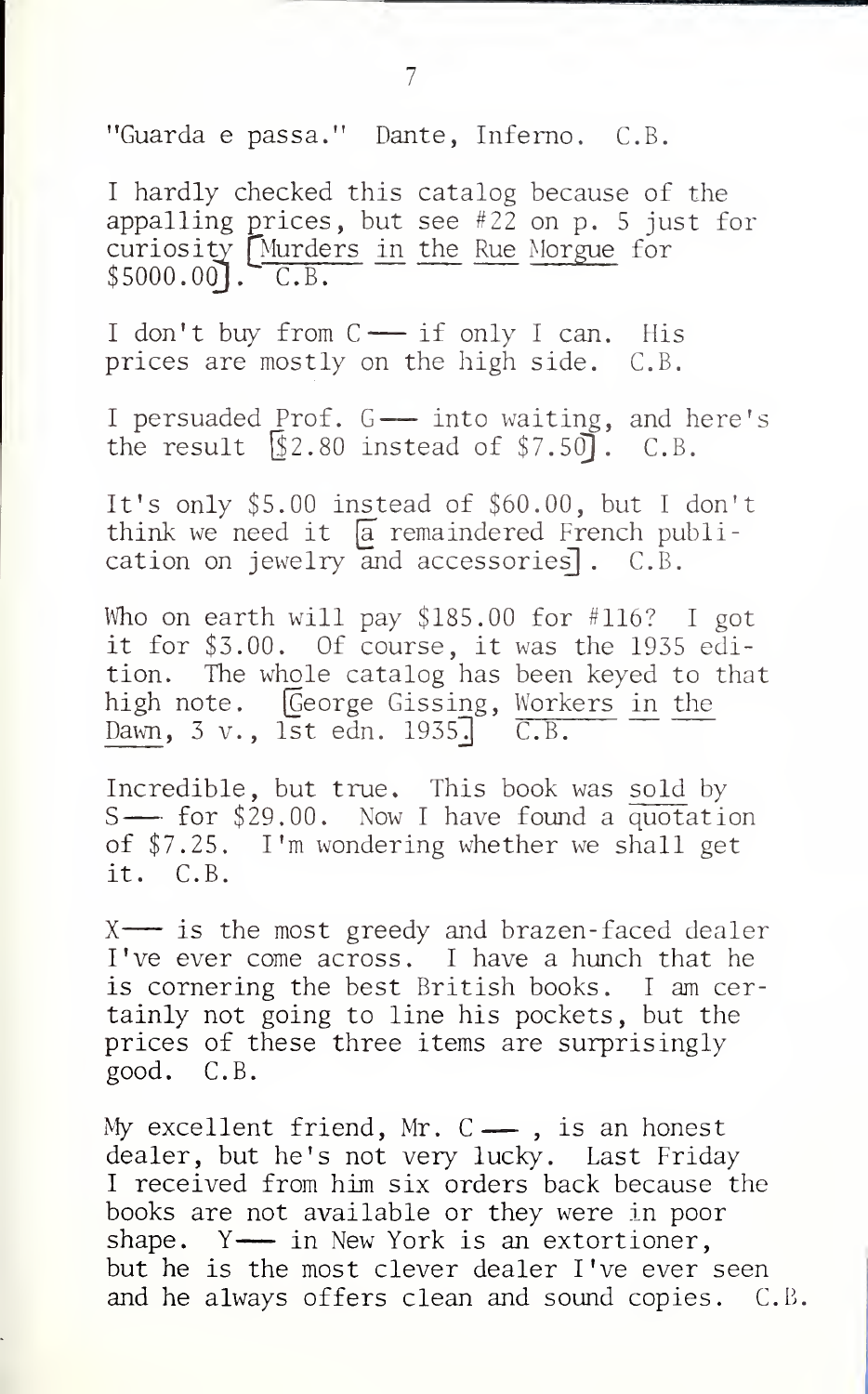"Guarda e passa." Dante, Inferno. C.B.

I hardly checked this catalog because of the appalling prices, but see #22 on p. 5 just for curiosity [Murders in the Rue Morgue for $5000.00]. C.B.

I don't buy from C— if only I can. His prices are mostly on the high side. C.B.

I persuaded Prof. G— into waiting, and here's the result [$2.80 instead of $7.50]. C.B.

It's only $5.00 instead of $60.00, but I don't think we need it [a remaindered French publication on jewelry and accessories]. C.B.

Who on earth will pay $185.00 for #116? I got it for $3.00. Of course, it was the 1935 edition. The whole catalog has been keyed to that high note. [George Gissing, Workers in the Dawn, 3 v., 1st edn. 1935.] C.B.

Incredible, but true. This book was sold by S— for $29.00. Now I have found a quotation of $7.25. I'm wondering whether we shall get it. C.B.

X— is the most greedy and brazen-faced dealer I've ever come across. I have a hunch that he is cornering the best British books. I am certainly not going to line his pockets, but the prices of these three items are surprisingly good. C.B.

My excellent friend, Mr. C—, is an honest dealer, but he's not very lucky. Last Friday I received from him six orders back because the books are not available or they were in poor shape. Y— in New York is an extortioner, but he is the most clever dealer I've ever seen and he always offers clean and sound copies. C.B.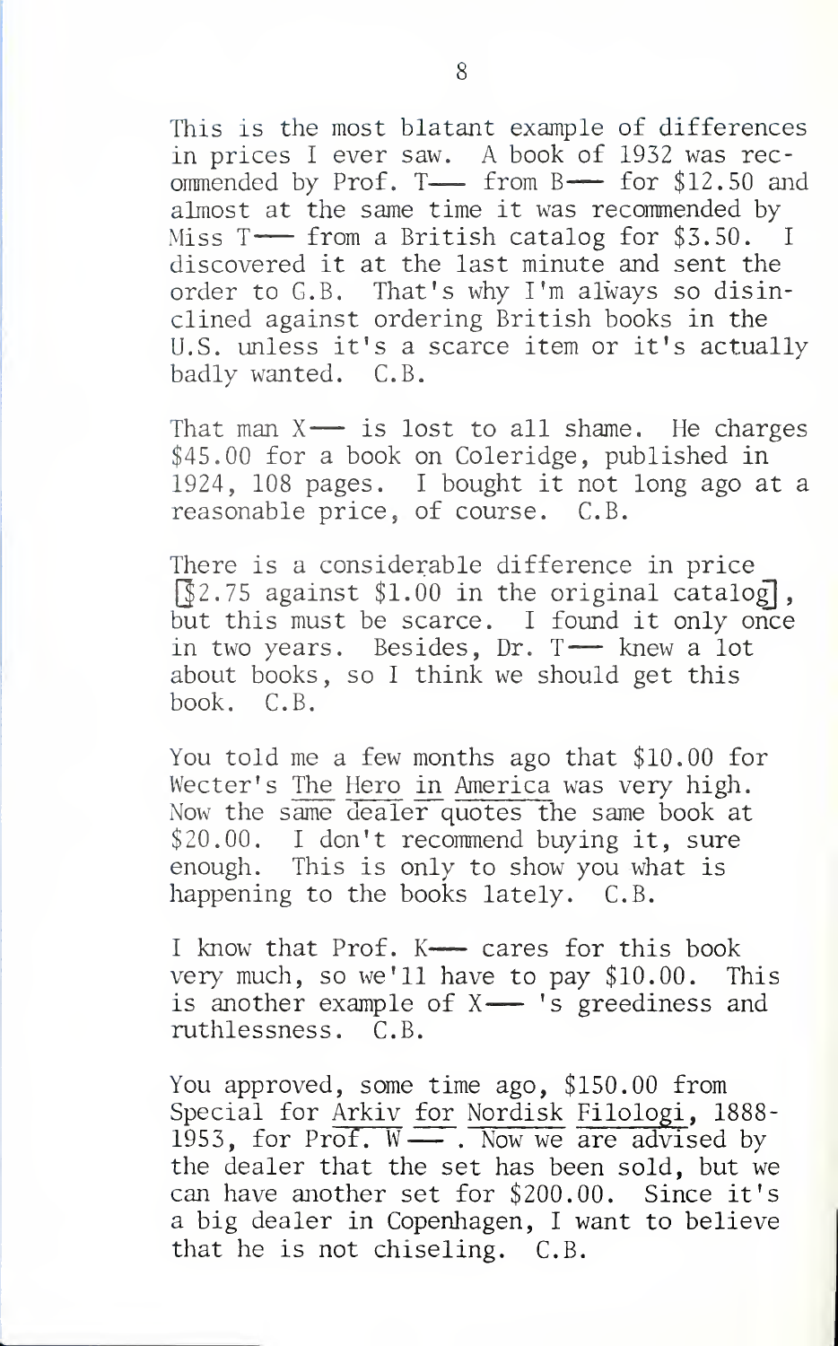This is the most blatant example of differences in prices I ever saw. A book of 1932 was recommended by Prof. T— from B— for $12.50 and almost at the same time it was recommended by Miss T— from a British catalog for $3.50. I discovered it at the last minute and sent the order to G.B. That's why I'm always so disinclined against ordering British books in the U.S. unless it's a scarce item or it's actually badly wanted. C.B.

That man X— is lost to all shame. He charges $45.00 for a book on Coleridge, published in 1924, 108 pages. I bought it not long ago at a reasonable price, of course. C.B.

There is a considerable difference in price [$2.75 against $1.00 in the original catalog], but this must be scarce. I found it only once in two years. Besides, Dr. T— knew a lot about books, so I think we should get this book. C.B.

You told me a few months ago that $10.00 for Wecter's The Hero in America was very high. Now the same dealer quotes the same book at $20.00. I don't recommend buying it, sure enough. This is only to show you what is happening to the books lately. C.B.

I know that Prof. K— cares for this book very much, so we'll have to pay $10.00. This is another example of X— 's greediness and ruthlessness. C.B.

You approved, some time ago, $150.00 from Special for Arkiv for Nordisk Filologi, 1888-1953, for Prof. W— . Now we are advised by the dealer that the set has been sold, but we can have another set for $200.00. Since it's a big dealer in Copenhagen, I want to believe that he is not chiseling. C.B.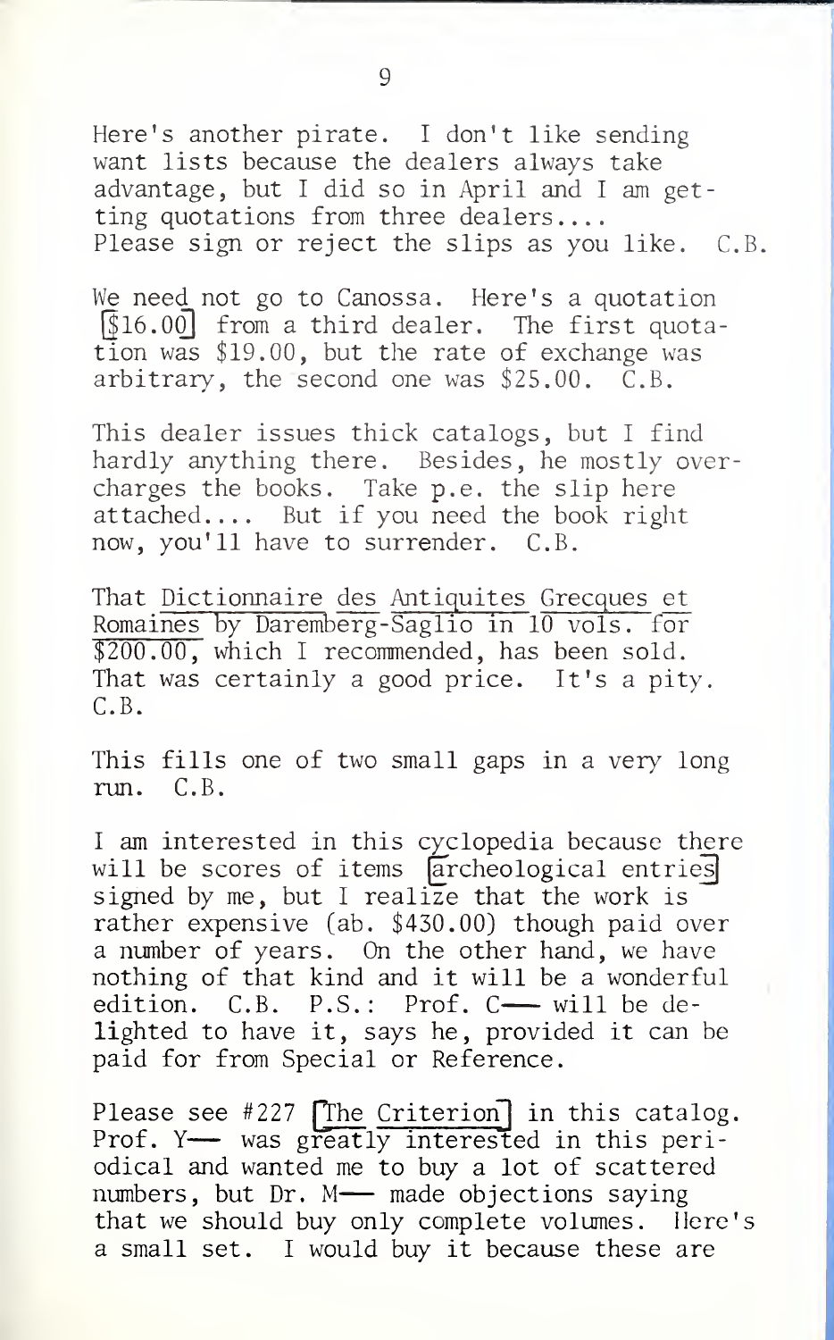Here's another pirate. I don't like sending want lists because the dealers always take advantage, but I did so in April and I am getting quotations from three dealers.... Please sign or reject the slips as you like. C.B.

We need not go to Canossa. Here's a quotation [$16.00] from a third dealer. The first quotation was $19.00, but the rate of exchange was arbitrary, the second one was $25.00. C.B.

This dealer issues thick catalogs, but I find hardly anything there. Besides, he mostly overcharges the books. Take p.e. the slip here attached.... But if you need the book right now, you'll have to surrender. C.B.

That <u>Dictionnaire des Antiquites Grecques et Romaines</u> by Daremberg-Saglio in 10 vols. for $200.00, which I recommended, has been sold. That was certainly a good price. It's a pity. C.B.

This fills one of two small gaps in a very long run. C.B.

I am interested in this cyclopedia because there will be scores of items [archeological entries] signed by me, but I realize that the work is rather expensive (ab. $430.00) though paid over a number of years. On the other hand, we have nothing of that kind and it will be a wonderful edition. C.B. P.S.: Prof. C— will be delighted to have it, says he, provided it can be paid for from Special or Reference.

Please see #227 [<u>The Criterion</u>] in this catalog. Prof. Y— was greatly interested in this periodical and wanted me to buy a lot of scattered numbers, but Dr. M— made objections saying that we should buy only complete volumes. Here's a small set. I would buy it because these are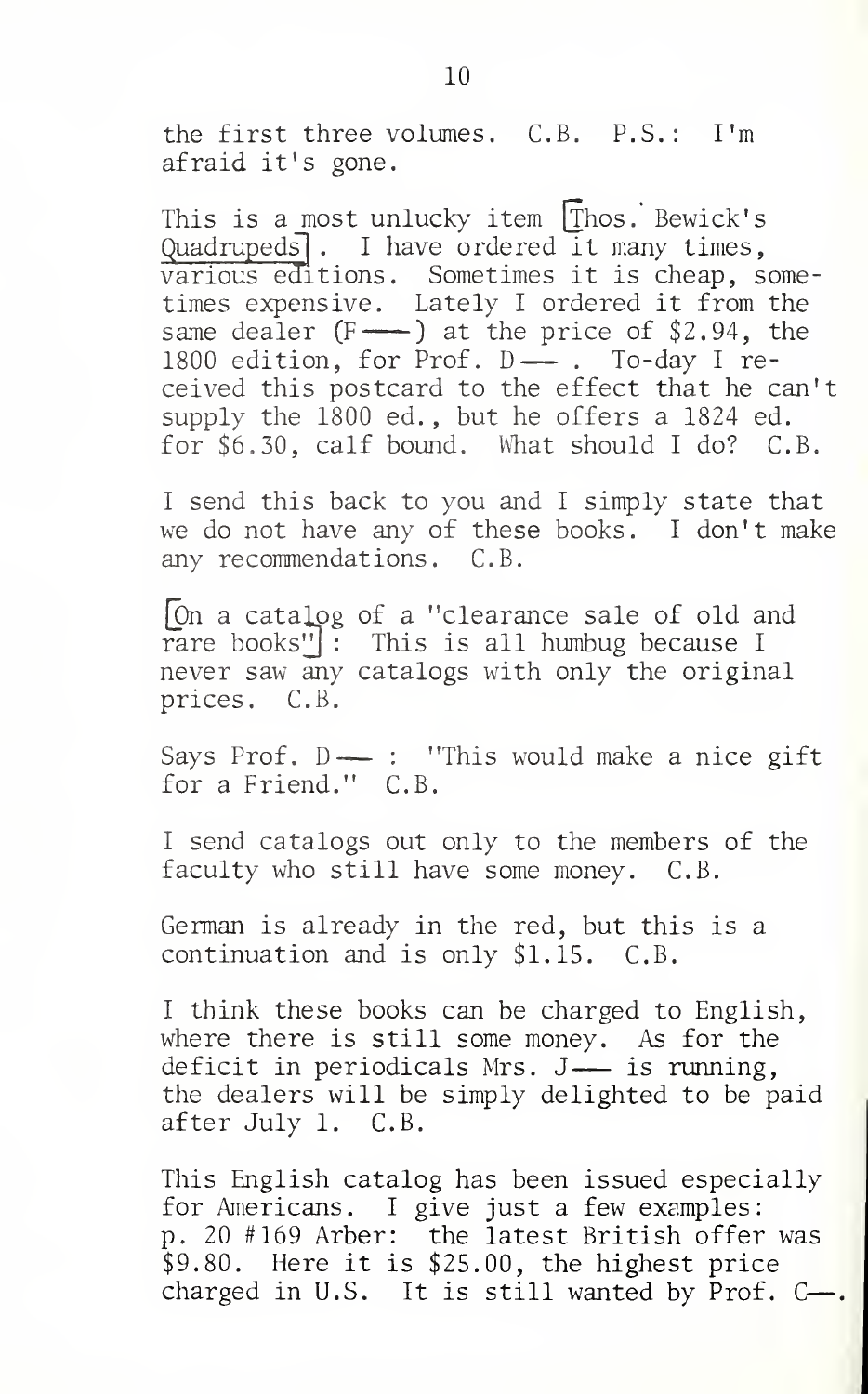the first three volumes. C.B. P.S.: I'm afraid it's gone.

This is a most unlucky item [Thos. Bewick's Quadrupeds]. I have ordered it many times, various editions. Sometimes it is cheap, sometimes expensive. Lately I ordered it from the same dealer (F——) at the price of $2.94, the 1800 edition, for Prof. D—— . To-day I received this postcard to the effect that he can't supply the 1800 ed., but he offers a 1824 ed. for $6.30, calf bound. What should I do? C.B.

I send this back to you and I simply state that we do not have any of these books. I don't make any recommendations. C.B.

[On a catalog of a "clearance sale of old and rare books"]: This is all humbug because I never saw any catalogs with only the original prices. C.B.

Says Prof. D—— : "This would make a nice gift for a Friend." C.B.

I send catalogs out only to the members of the faculty who still have some money. C.B.

German is already in the red, but this is a continuation and is only $1.15. C.B.

I think these books can be charged to English, where there is still some money. As for the deficit in periodicals Mrs. J—— is running, the dealers will be simply delighted to be paid after July 1. C.B.

This English catalog has been issued especially for Americans. I give just a few examples: p. 20 #169 Arber: the latest British offer was $9.80. Here it is $25.00, the highest price charged in U.S. It is still wanted by Prof. C—.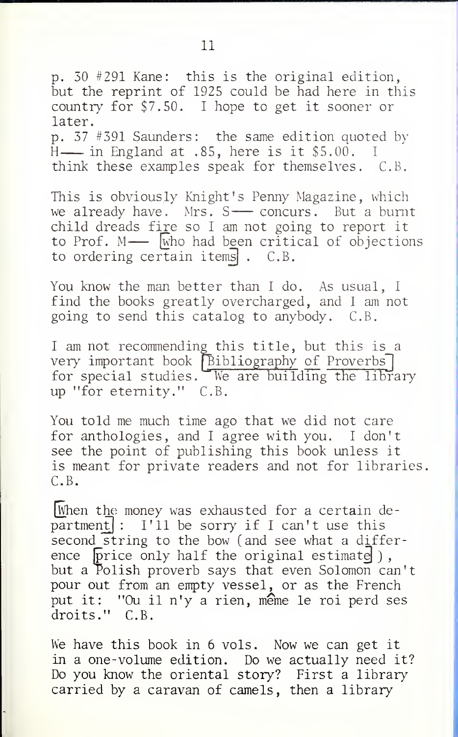p. 30 #291 Kane: this is the original edition, but the reprint of 1925 could be had here in this country for $7.50. I hope to get it sooner or later.
p. 37 #391 Saunders: the same edition quoted by H—— in England at .85, here is it $5.00. I think these examples speak for themselves. C.B.

This is obviously Knight's Penny Magazine, which we already have. Mrs. S—— concurs. But a burnt child dreads fire so I am not going to report it to Prof. M—— [who had been critical of objections to ordering certain items]. C.B.

You know the man better than I do. As usual, I find the books greatly overcharged, and I am not going to send this catalog to anybody. C.B.

I am not recommending this title, but this is a very important book [Bibliography of Proverbs] for special studies. We are building the library up "for eternity." C.B.

You told me much time ago that we did not care for anthologies, and I agree with you. I don't see the point of publishing this book unless it is meant for private readers and not for libraries. C.B.

[When the money was exhausted for a certain department]: I'll be sorry if I can't use this second string to the bow (and see what a difference [price only half the original estimate]), but a Polish proverb says that even Solomon can't pour out from an empty vessel, or as the French put it: "Ou il n'y a rien, même le roi perd ses droits." C.B.

We have this book in 6 vols. Now we can get it in a one-volume edition. Do we actually need it? Do you know the oriental story? First a library carried by a caravan of camels, then a library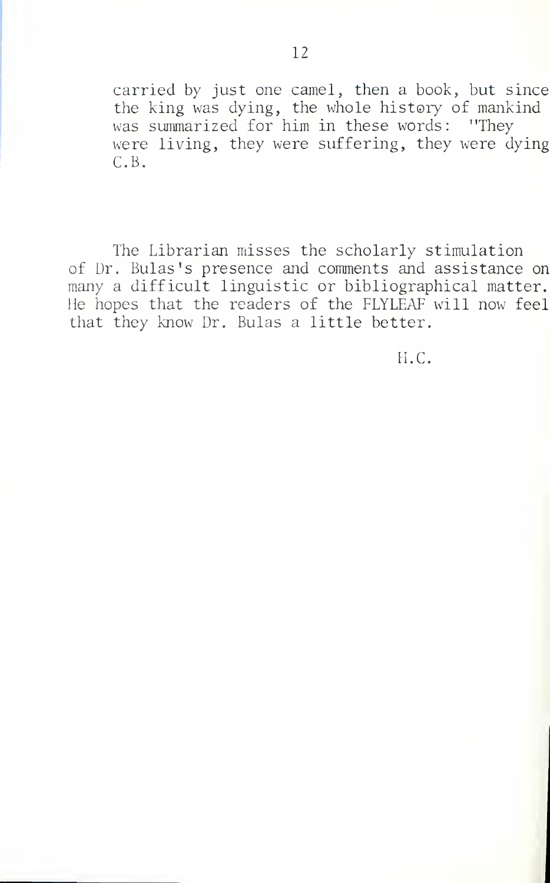carried by just one camel, then a book, but since the king was dying, the whole history of mankind was summarized for him in these words: "They were living, they were suffering, they were dying
C.B.

The Librarian misses the scholarly stimulation of Dr. Bulas's presence and comments and assistance on many a difficult linguistic or bibliographical matter. He hopes that the readers of the FLYLEAF will now feel that they know Dr. Bulas a little better.

H.C.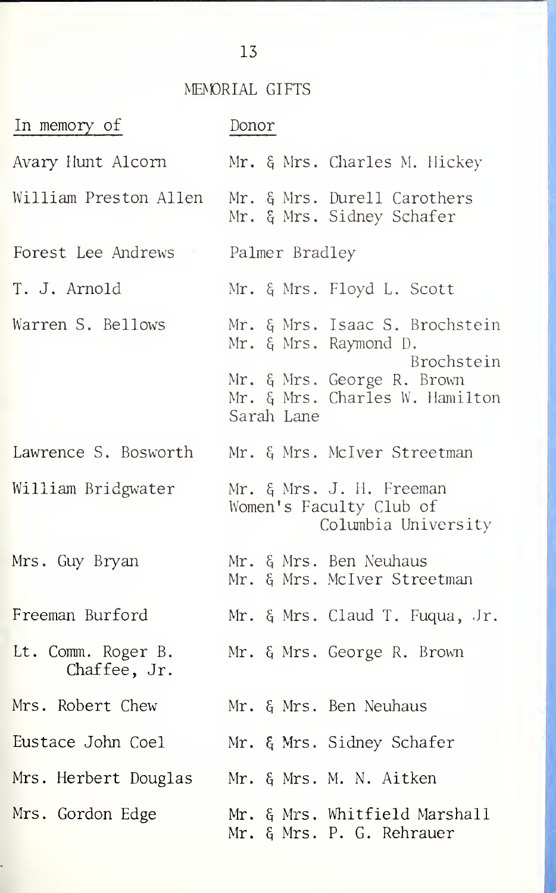## MEMORIAL GIFTS

| In memory of | Donor |
|---|---|
| Avary Hunt Alcorn | Mr. & Mrs. Charles M. Hickey |
| William Preston Allen | Mr. & Mrs. Durell Carothers<br>Mr. & Mrs. Sidney Schafer |
| Forest Lee Andrews | Palmer Bradley |
| T. J. Arnold | Mr. & Mrs. Floyd L. Scott |
| Warren S. Bellows | Mr. & Mrs. Isaac S. Brochstein<br>Mr. & Mrs. Raymond D. Brochstein<br>Mr. & Mrs. George R. Brown<br>Mr. & Mrs. Charles W. Hamilton<br>Sarah Lane |
| Lawrence S. Bosworth | Mr. & Mrs. McIver Streetman |
| William Bridgwater | Mr. & Mrs. J. H. Freeman<br>Women's Faculty Club of Columbia University |
| Mrs. Guy Bryan | Mr. & Mrs. Ben Neuhaus<br>Mr. & Mrs. McIver Streetman |
| Freeman Burford | Mr. & Mrs. Claud T. Fuqua, Jr. |
| Lt. Comm. Roger B. Chaffee, Jr. | Mr. & Mrs. George R. Brown |
| Mrs. Robert Chew | Mr. & Mrs. Ben Neuhaus |
| Eustace John Coel | Mr. & Mrs. Sidney Schafer |
| Mrs. Herbert Douglas | Mr. & Mrs. M. N. Aitken |
| Mrs. Gordon Edge | Mr. & Mrs. Whitfield Marshall<br>Mr. & Mrs. P. G. Rehrauer |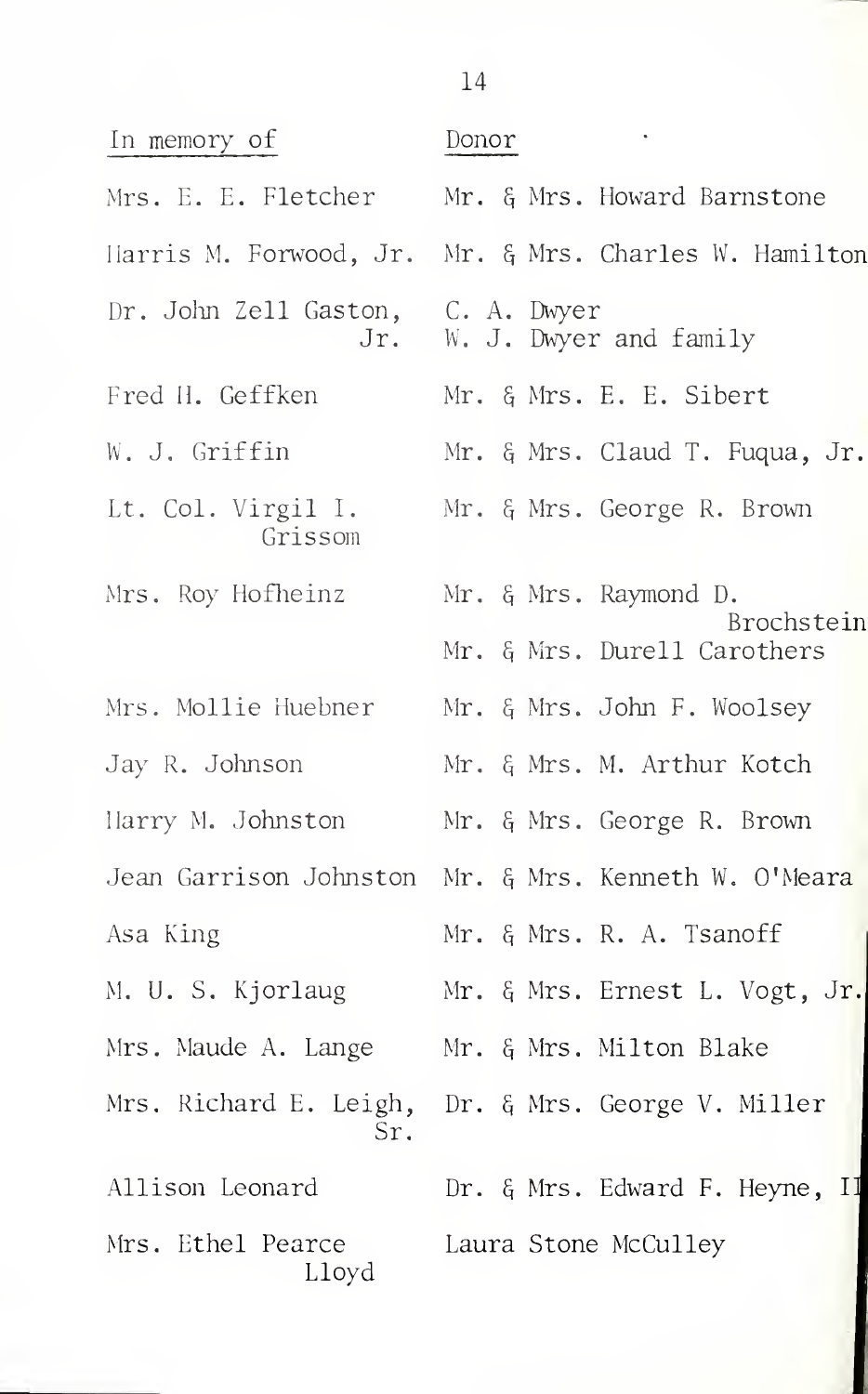| In memory of | Donor |
|---|---|
| Mrs. E. E. Fletcher | Mr. & Mrs. Howard Barnstone |
| Harris M. Forwood, Jr. | Mr. & Mrs. Charles W. Hamilton |
| Dr. John Zell Gaston, Jr. | C. A. Dwyer<br>W. J. Dwyer and family |
| Fred H. Geffken | Mr. & Mrs. E. E. Sibert |
| W. J. Griffin | Mr. & Mrs. Claud T. Fuqua, Jr. |
| Lt. Col. Virgil I. Grissom | Mr. & Mrs. George R. Brown |
| Mrs. Roy Hofheinz | Mr. & Mrs. Raymond D. Brochstein<br>Mr. & Mrs. Durell Carothers |
| Mrs. Mollie Huebner | Mr. & Mrs. John F. Woolsey |
| Jay R. Johnson | Mr. & Mrs. M. Arthur Kotch |
| Harry M. Johnston | Mr. & Mrs. George R. Brown |
| Jean Garrison Johnston | Mr. & Mrs. Kenneth W. O'Meara |
| Asa King | Mr. & Mrs. R. A. Tsanoff |
| M. U. S. Kjorlaug | Mr. & Mrs. Ernest L. Vogt, Jr. |
| Mrs. Maude A. Lange | Mr. & Mrs. Milton Blake |
| Mrs. Richard E. Leigh, Sr. | Dr. & Mrs. George V. Miller |
| Allison Leonard | Dr. & Mrs. Edward F. Heyne, II |
| Mrs. Ethel Pearce Lloyd | Laura Stone McCulley |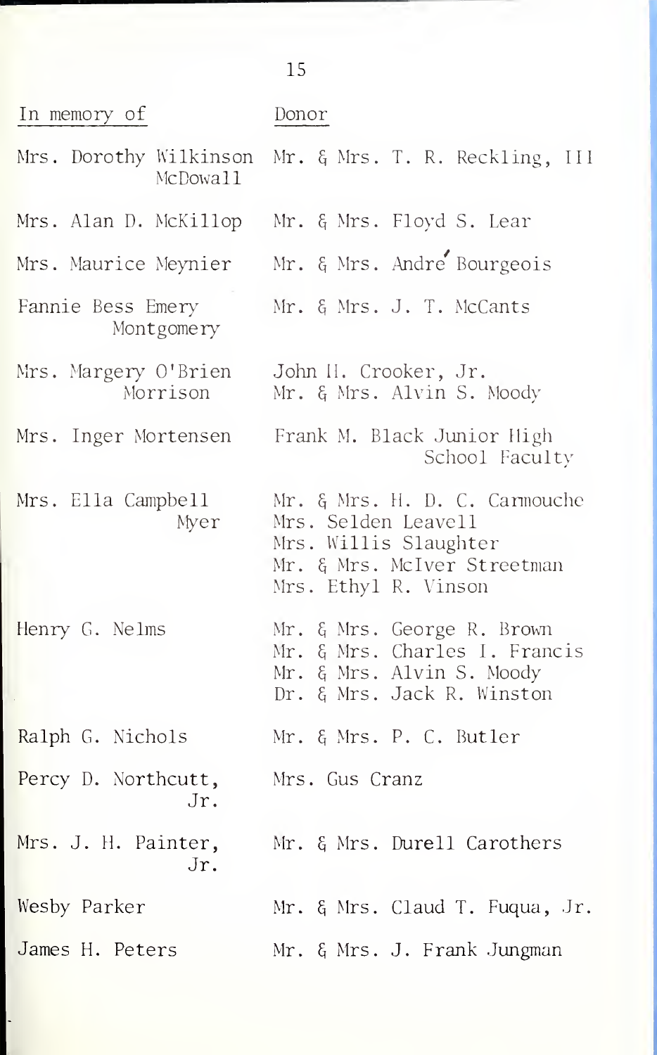| In memory of | Donor |
| --- | --- |
| Mrs. Dorothy Wilkinson McDowall | Mr. & Mrs. T. R. Reckling, III |
| Mrs. Alan D. McKillop | Mr. & Mrs. Floyd S. Lear |
| Mrs. Maurice Meynier | Mr. & Mrs. André Bourgeois |
| Fannie Bess Emery Montgomery | Mr. & Mrs. J. T. McCants |
| Mrs. Margery O'Brien Morrison | John H. Crooker, Jr.<br>Mr. & Mrs. Alvin S. Moody |
| Mrs. Inger Mortensen | Frank M. Black Junior High School Faculty |
| Mrs. Ella Campbell Myer | Mr. & Mrs. H. D. C. Carmouche<br>Mrs. Selden Leavell<br>Mrs. Willis Slaughter<br>Mr. & Mrs. McIver Streetman<br>Mrs. Ethyl R. Vinson |
| Henry G. Nelms | Mr. & Mrs. George R. Brown<br>Mr. & Mrs. Charles I. Francis<br>Mr. & Mrs. Alvin S. Moody<br>Dr. & Mrs. Jack R. Winston |
| Ralph G. Nichols | Mr. & Mrs. P. C. Butler |
| Percy D. Northcutt, Jr. | Mrs. Gus Cranz |
| Mrs. J. H. Painter, Jr. | Mr. & Mrs. Durell Carothers |
| Wesby Parker | Mr. & Mrs. Claud T. Fuqua, Jr. |
| James H. Peters | Mr. & Mrs. J. Frank Jungman |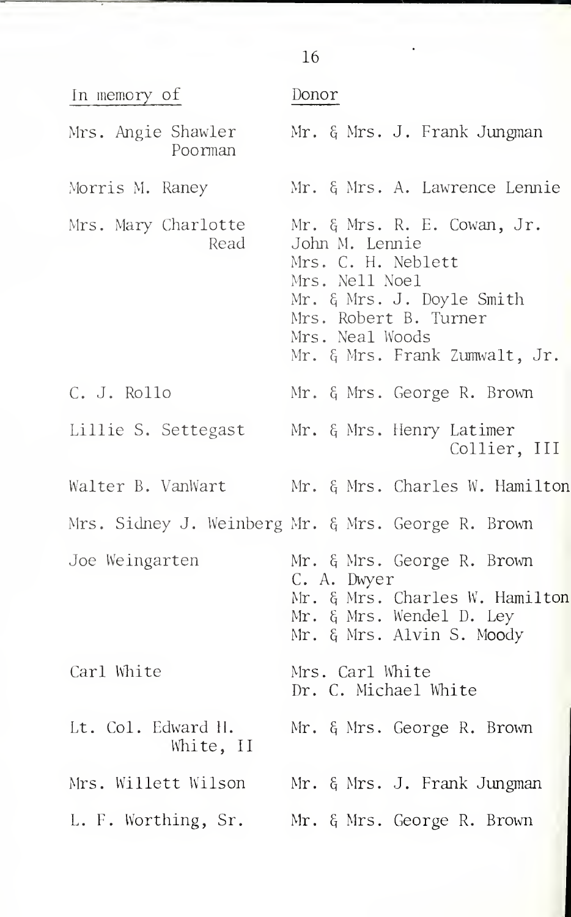| In memory of | Donor |
|---|---|
| Mrs. Angie Shawler Poorman | Mr. & Mrs. J. Frank Jungman |
| Morris M. Raney | Mr. & Mrs. A. Lawrence Lennie |
| Mrs. Mary Charlotte Read | Mr. & Mrs. R. E. Cowan, Jr.<br>John M. Lennie<br>Mrs. C. H. Neblett<br>Mrs. Nell Noel<br>Mr. & Mrs. J. Doyle Smith<br>Mrs. Robert B. Turner<br>Mrs. Neal Woods<br>Mr. & Mrs. Frank Zumwalt, Jr. |
| C. J. Rollo | Mr. & Mrs. George R. Brown |
| Lillie S. Settegast | Mr. & Mrs. Henry Latimer Collier, III |
| Walter B. VanWart | Mr. & Mrs. Charles W. Hamilton |
| Mrs. Sidney J. Weinberg | Mr. & Mrs. George R. Brown |
| Joe Weingarten | Mr. & Mrs. George R. Brown<br>C. A. Dwyer<br>Mr. & Mrs. Charles W. Hamilton<br>Mr. & Mrs. Wendel D. Ley<br>Mr. & Mrs. Alvin S. Moody |
| Carl White | Mrs. Carl White<br>Dr. C. Michael White |
| Lt. Col. Edward H. White, II | Mr. & Mrs. George R. Brown |
| Mrs. Willett Wilson | Mr. & Mrs. J. Frank Jungman |
| L. F. Worthing, Sr. | Mr. & Mrs. George R. Brown |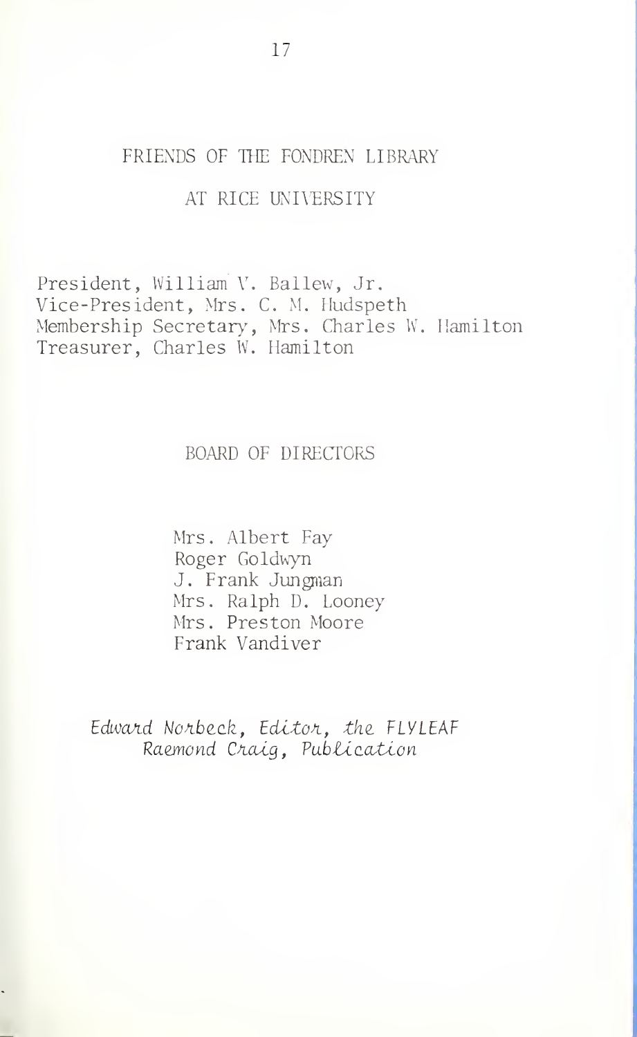# FRIENDS OF THE FONDREN LIBRARY

## AT RICE UNIVERSITY

President, William V. Ballew, Jr.
Vice-President, Mrs. C. M. Hudspeth
Membership Secretary, Mrs. Charles W. Hamilton
Treasurer, Charles W. Hamilton

## BOARD OF DIRECTORS

Mrs. Albert Fay
Roger Goldwyn
J. Frank Jungman
Mrs. Ralph D. Looney
Mrs. Preston Moore
Frank Vandiver

*Edward Norbeck, Editor, the FLYLEAF*
*Raemond Craig, Publication*